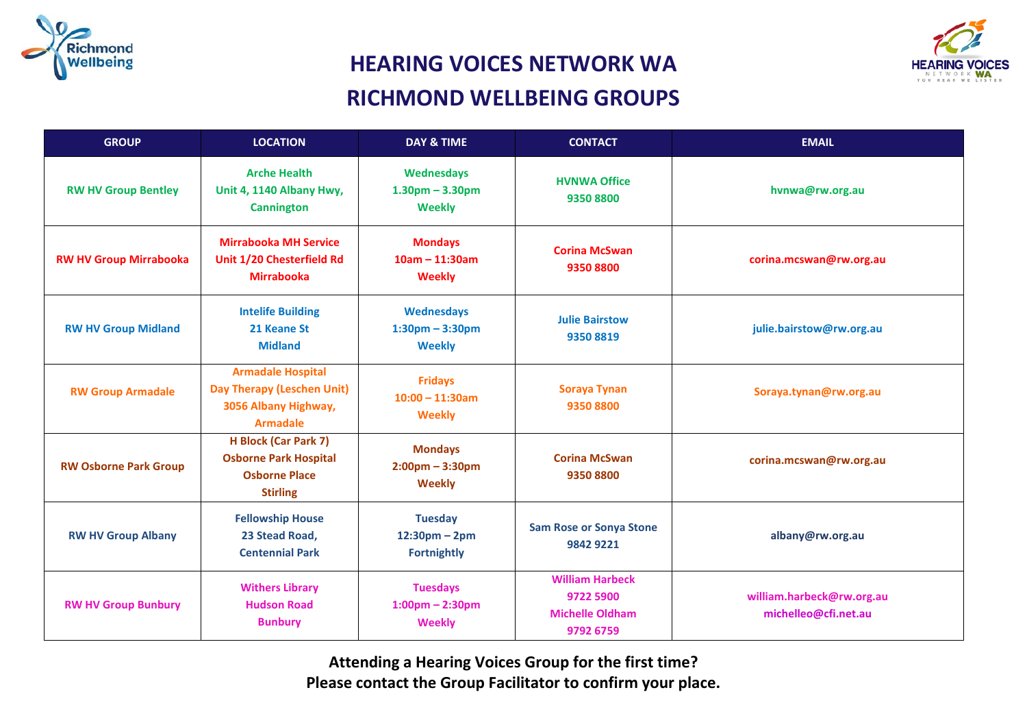# HEARING VOICES NETWORK WA
# RICHMOND WELLBEING GROUPS

| GROUP | LOCATION | DAY & TIME | CONTACT | EMAIL |
|---|---|---|---|---|
| RW HV Group Bentley | Arche Health<br>Unit 4, 1140 Albany Hwy,<br>Cannington | Wednesdays<br>1.30pm – 3.30pm<br>Weekly | HVNWA Office<br>9350 8800 | hvnwa@rw.org.au |
| RW HV Group Mirrabooka | Mirrabooka MH Service<br>Unit 1/20 Chesterfield Rd<br>Mirrabooka | Mondays<br>10am – 11:30am<br>Weekly | Corina McSwan<br>9350 8800 | corina.mcswan@rw.org.au |
| RW HV Group Midland | Intelife Building<br>21 Keane St<br>Midland | Wednesdays<br>1:30pm – 3:30pm<br>Weekly | Julie Bairstow<br>9350 8819 | julie.bairstow@rw.org.au |
| RW Group Armadale | Armadale Hospital<br>Day Therapy (Leschen Unit)<br>3056 Albany Highway,<br>Armadale | Fridays<br>10:00 – 11:30am<br>Weekly | Soraya Tynan<br>9350 8800 | Soraya.tynan@rw.org.au |
| RW Osborne Park Group | H Block (Car Park 7)<br>Osborne Park Hospital<br>Osborne Place<br>Stirling | Mondays<br>2:00pm – 3:30pm<br>Weekly | Corina McSwan<br>9350 8800 | corina.mcswan@rw.org.au |
| RW HV Group Albany | Fellowship House<br>23 Stead Road,<br>Centennial Park | Tuesday<br>12:30pm – 2pm<br>Fortnightly | Sam Rose or Sonya Stone<br>9842 9221 | albany@rw.org.au |
| RW HV Group Bunbury | Withers Library<br>Hudson Road<br>Bunbury | Tuesdays<br>1:00pm – 2:30pm<br>Weekly | William Harbeck<br>9722 5900<br>Michelle Oldham<br>9792 6759 | william.harbeck@rw.org.au<br>michelleo@cfi.net.au |

**Attending a Hearing Voices Group for the first time?**
**Please contact the Group Facilitator to confirm your place.**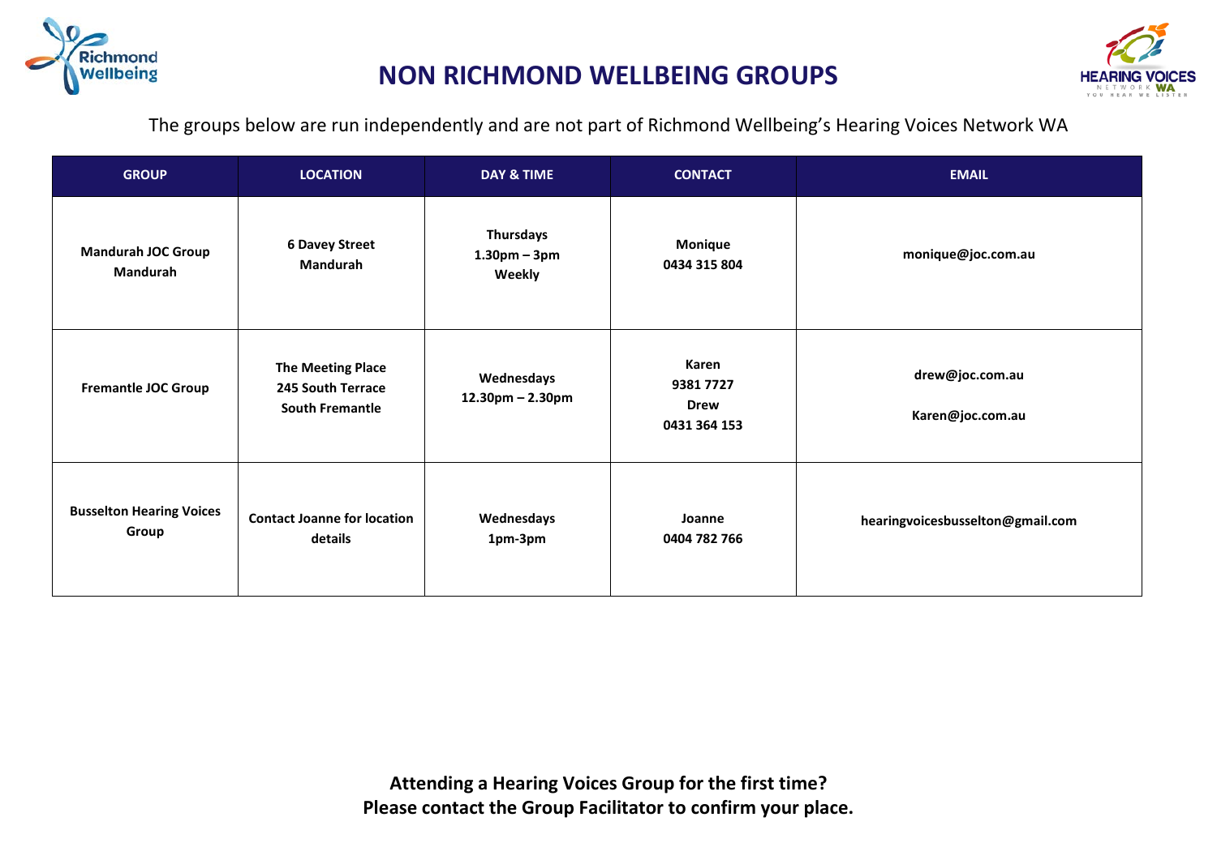# NON RICHMOND WELLBEING GROUPS

The groups below are run independently and are not part of Richmond Wellbeing's Hearing Voices Network WA

| GROUP | LOCATION | DAY & TIME | CONTACT | EMAIL |
|---|---|---|---|---|
| **Mandurah JOC Group Mandurah** | **6 Davey Street Mandurah** | **Thursdays 1.30pm – 3pm Weekly** | **Monique 0434 315 804** | **monique@joc.com.au** |
| **Fremantle JOC Group** | **The Meeting Place 245 South Terrace South Fremantle** | **Wednesdays 12.30pm – 2.30pm** | **Karen 9381 7727 Drew 0431 364 153** | **drew@joc.com.au Karen@joc.com.au** |
| **Busselton Hearing Voices Group** | **Contact Joanne for location details** | **Wednesdays 1pm-3pm** | **Joanne 0404 782 766** | **hearingvoicesbusselton@gmail.com** |

**Attending a Hearing Voices Group for the first time?**
**Please contact the Group Facilitator to confirm your place.**